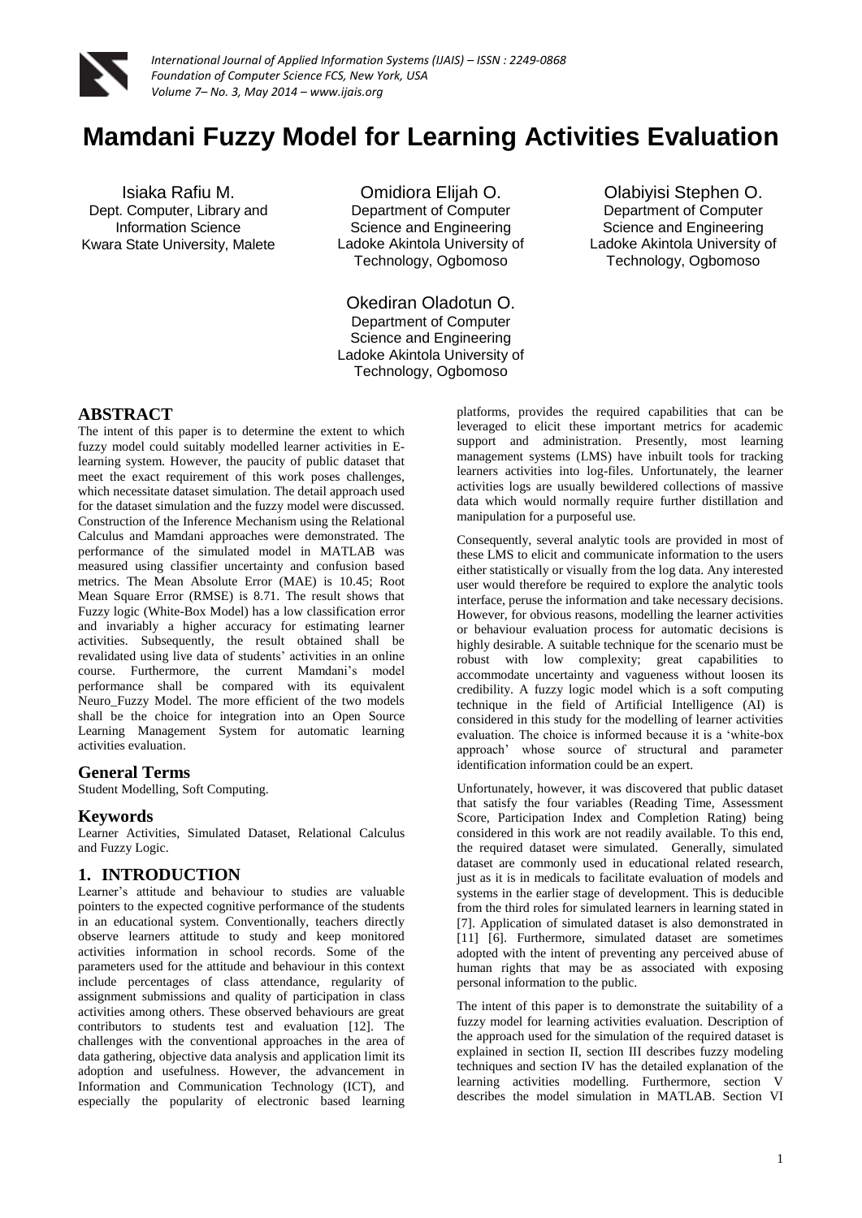# Mamdani Fuzzy Model for Learning Activities Evaluation

Isiaka Rafiu M.
Dept. Computer, Library and Information Science
Kwara State University, Malete

Omidiora Elijah O.
Department of Computer Science and Engineering
Ladoke Akintola University of Technology, Ogbomoso

Olabiyisi Stephen O.
Department of Computer Science and Engineering
Ladoke Akintola University of Technology, Ogbomoso

Okediran Oladotun O.
Department of Computer Science and Engineering
Ladoke Akintola University of Technology, Ogbomoso

## ABSTRACT

The intent of this paper is to determine the extent to which fuzzy model could suitably modelled learner activities in E-learning system. However, the paucity of public dataset that meet the exact requirement of this work poses challenges, which necessitate dataset simulation. The detail approach used for the dataset simulation and the fuzzy model were discussed. Construction of the Inference Mechanism using the Relational Calculus and Mamdani approaches were demonstrated. The performance of the simulated model in MATLAB was measured using classifier uncertainty and confusion based metrics. The Mean Absolute Error (MAE) is 10.45; Root Mean Square Error (RMSE) is 8.71. The result shows that Fuzzy logic (White-Box Model) has a low classification error and invariably a higher accuracy for estimating learner activities. Subsequently, the result obtained shall be revalidated using live data of students' activities in an online course. Furthermore, the current Mamdani's model performance shall be compared with its equivalent Neuro_Fuzzy Model. The more efficient of the two models shall be the choice for integration into an Open Source Learning Management System for automatic learning activities evaluation.

## General Terms

Student Modelling, Soft Computing.

## Keywords

Learner Activities, Simulated Dataset, Relational Calculus and Fuzzy Logic.

## 1. INTRODUCTION

Learner's attitude and behaviour to studies are valuable pointers to the expected cognitive performance of the students in an educational system. Conventionally, teachers directly observe learners attitude to study and keep monitored activities information in school records. Some of the parameters used for the attitude and behaviour in this context include percentages of class attendance, regularity of assignment submissions and quality of participation in class activities among others. These observed behaviours are great contributors to students test and evaluation [12]. The challenges with the conventional approaches in the area of data gathering, objective data analysis and application limit its adoption and usefulness. However, the advancement in Information and Communication Technology (ICT), and especially the popularity of electronic based learning platforms, provides the required capabilities that can be leveraged to elicit these important metrics for academic support and administration. Presently, most learning management systems (LMS) have inbuilt tools for tracking learners activities into log-files. Unfortunately, the learner activities logs are usually bewildered collections of massive data which would normally require further distillation and manipulation for a purposeful use.

Consequently, several analytic tools are provided in most of these LMS to elicit and communicate information to the users either statistically or visually from the log data. Any interested user would therefore be required to explore the analytic tools interface, peruse the information and take necessary decisions. However, for obvious reasons, modelling the learner activities or behaviour evaluation process for automatic decisions is highly desirable. A suitable technique for the scenario must be robust with low complexity; great capabilities to accommodate uncertainty and vagueness without loosen its credibility. A fuzzy logic model which is a soft computing technique in the field of Artificial Intelligence (AI) is considered in this study for the modelling of learner activities evaluation. The choice is informed because it is a 'white-box approach' whose source of structural and parameter identification information could be an expert.

Unfortunately, however, it was discovered that public dataset that satisfy the four variables (Reading Time, Assessment Score, Participation Index and Completion Rating) being considered in this work are not readily available. To this end, the required dataset were simulated. Generally, simulated dataset are commonly used in educational related research, just as it is in medicals to facilitate evaluation of models and systems in the earlier stage of development. This is deducible from the third roles for simulated learners in learning stated in [7]. Application of simulated dataset is also demonstrated in [11] [6]. Furthermore, simulated dataset are sometimes adopted with the intent of preventing any perceived abuse of human rights that may be as associated with exposing personal information to the public.

The intent of this paper is to demonstrate the suitability of a fuzzy model for learning activities evaluation. Description of the approach used for the simulation of the required dataset is explained in section II, section III describes fuzzy modeling techniques and section IV has the detailed explanation of the learning activities modelling. Furthermore, section V describes the model simulation in MATLAB. Section VI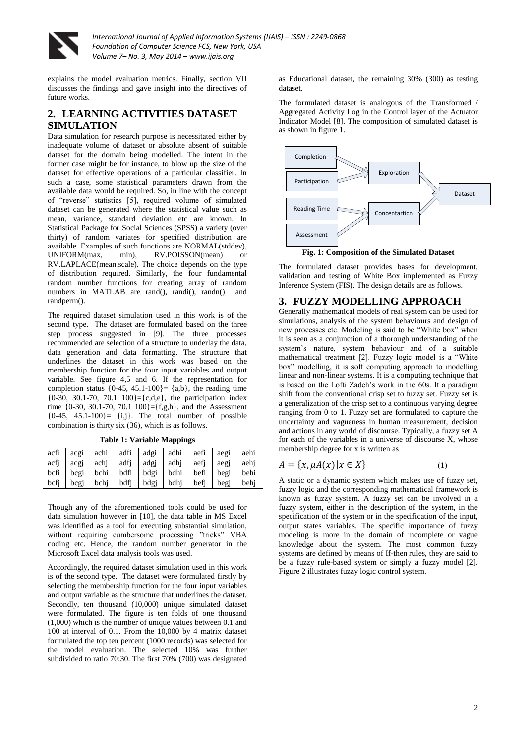explains the model evaluation metrics. Finally, section VII discusses the findings and gave insight into the directives of future works.

## 2. LEARNING ACTIVITIES DATASET SIMULATION

Data simulation for research purpose is necessitated either by inadequate volume of dataset or absolute absent of suitable dataset for the domain being modelled. The intent in the former case might be for instance, to blow up the size of the dataset for effective operations of a particular classifier. In such a case, some statistical parameters drawn from the available data would be required. So, in line with the concept of "reverse" statistics [5], required volume of simulated dataset can be generated where the statistical value such as mean, variance, standard deviation etc are known. In Statistical Package for Social Sciences (SPSS) a variety (over thirty) of random variates for specified distribution are available. Examples of such functions are NORMAL(stddev), UNIFORM(max, min), RV.POISSON(mean) or RV.LAPLACE(mean,scale). The choice depends on the type of distribution required. Similarly, the four fundamental random number functions for creating array of random numbers in MATLAB are rand(), randi(), randn() and randperm().

The required dataset simulation used in this work is of the second type. The dataset are formulated based on the three step process suggested in [9]. The three processes recommended are selection of a structure to underlay the data, data generation and data formatting. The structure that underlines the dataset in this work was based on the membership function for the four input variables and output variable. See figure 4,5 and 6. If the representation for completion status {0-45, 45.1-100}= {a,b}, the reading time {0-30, 30.1-70, 70.1 100}={c,d,e}, the participation index time {0-30, 30.1-70, 70.1 100}={f,g,h}, and the Assessment {0-45, 45.1-100}= {i,j}. The total number of possible combination is thirty six (36), which is as follows.

**Table 1: Variable Mappings**

| acfi | acgi | achi | adfi | adgi | adhi | aefi | aegi | aehi |
|---|---|---|---|---|---|---|---|---|
| acfj | acgj | achj | adfj | adgj | adhj | aefj | aegj | aehj |
| bcfi | bcgi | bchi | bdfi | bdgi | bdhi | befi | begi | behi |
| bcfj | bcgj | bchj | bdfj | bdgj | bdhj | befj | begj | behj |

Though any of the aforementioned tools could be used for data simulation however in [10], the data table in MS Excel was identified as a tool for executing substantial simulation, without requiring cumbersome processing "tricks" VBA coding etc. Hence, the random number generator in the Microsoft Excel data analysis tools was used.

Accordingly, the required dataset simulation used in this work is of the second type. The dataset were formulated firstly by selecting the membership function for the four input variables and output variable as the structure that underlines the dataset. Secondly, ten thousand (10,000) unique simulated dataset were formulated. The figure is ten folds of one thousand (1,000) which is the number of unique values between 0.1 and 100 at interval of 0.1. From the 10,000 by 4 matrix dataset formulated the top ten percent (1000 records) was selected for the model evaluation. The selected 10% was further subdivided to ratio 70:30. The first 70% (700) was designated as Educational dataset, the remaining 30% (300) as testing dataset.

The formulated dataset is analogous of the Transformed / Aggregated Activity Log in the Control layer of the Actuator Indicator Model [8]. The composition of simulated dataset is as shown in figure 1.

**Fig. 1: Composition of the Simulated Dataset**

The formulated dataset provides bases for development, validation and testing of White Box implemented as Fuzzy Inference System (FIS). The design details are as follows.

## 3. FUZZY MODELLING APPROACH

Generally mathematical models of real system can be used for simulations, analysis of the system behaviours and design of new processes etc. Modeling is said to be "White box" when it is seen as a conjunction of a thorough understanding of the system's nature, system behaviour and of a suitable mathematical treatment [2]. Fuzzy logic model is a "White box" modelling, it is soft computing approach to modelling linear and non-linear systems. It is a computing technique that is based on the Lofti Zadeh's work in the 60s. It a paradigm shift from the conventional crisp set to fuzzy set. Fuzzy set is a generalization of the crisp set to a continuous varying degree ranging from 0 to 1. Fuzzy set are formulated to capture the uncertainty and vagueness in human measurement, decision and actions in any world of discourse. Typically, a fuzzy set A for each of the variables in a universe of discourse X, whose membership degree for x is written as

$$A = \{x, \mu A(x) | x \in X\} \quad (1)$$

A static or a dynamic system which makes use of fuzzy set, fuzzy logic and the corresponding mathematical framework is known as fuzzy system. A fuzzy set can be involved in a fuzzy system, either in the description of the system, in the specification of the system or in the specification of the input, output states variables. The specific importance of fuzzy modeling is more in the domain of incomplete or vague knowledge about the system. The most common fuzzy systems are defined by means of If-then rules, they are said to be a fuzzy rule-based system or simply a fuzzy model [2]. Figure 2 illustrates fuzzy logic control system.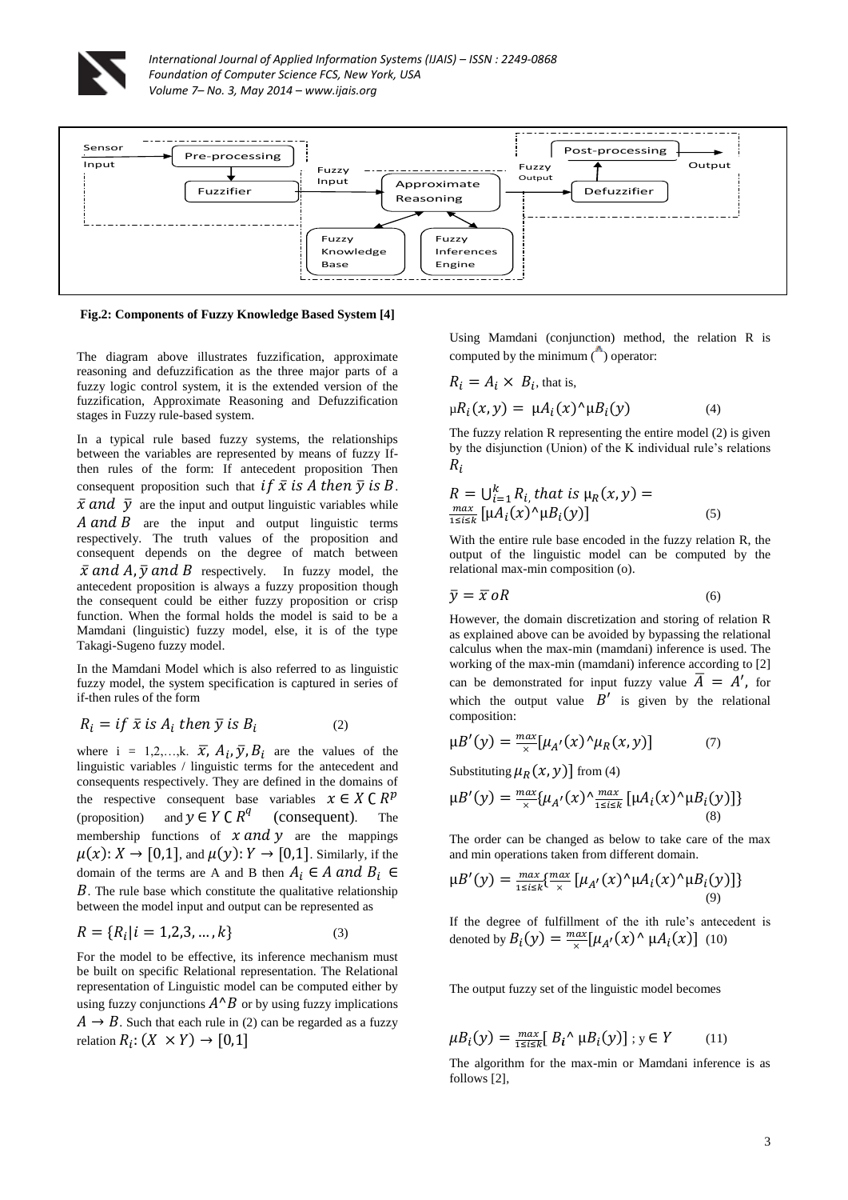Fig.2: Components of Fuzzy Knowledge Based System [4]

The diagram above illustrates fuzzification, approximate reasoning and defuzzification as the three major parts of a fuzzy logic control system, it is the extended version of the fuzzification, Approximate Reasoning and Defuzzification stages in Fuzzy rule-based system.

In a typical rule based fuzzy systems, the relationships between the variables are represented by means of fuzzy If-then rules of the form: If antecedent proposition Then consequent proposition such that $if\ \bar{x}\ is\ A\ then\ \bar{y}\ is\ B$. $\bar{x}\ and\ \bar{y}$ are the input and output linguistic variables while $A\ and\ B$ are the input and output linguistic terms respectively. The truth values of the proposition and consequent depends on the degree of match between $\bar{x}\ and\ A, \bar{y}\ and\ B$ respectively. In fuzzy model, the antecedent proposition is always a fuzzy proposition though the consequent could be either fuzzy proposition or crisp function. When the formal holds the model is said to be a Mamdani (linguistic) fuzzy model, else, it is of the type Takagi-Sugeno fuzzy model.

In the Mamdani Model which is also referred to as linguistic fuzzy model, the system specification is captured in series of if-then rules of the form

$$R_i = if\ \bar{x}\ is\ A_i\ then\ \bar{y}\ is\ B_i \qquad (2)$$

where i = 1,2,…,k. $\bar{x}, A_i, \bar{y}, B_i$ are the values of the linguistic variables / linguistic terms for the antecedent and consequents respectively. They are defined in the domains of the respective consequent base variables $x \in X \subset R^p$ (proposition) and $y \in Y \subset R^q$ (consequent). The membership functions of $x\ and\ y$ are the mappings $\mu(x): X \rightarrow [0,1]$, and $\mu(y): Y \rightarrow [0,1]$. Similarly, if the domain of the terms are A and B then $A_i \in A\ and\ B_i \in B$. The rule base which constitute the qualitative relationship between the model input and output can be represented as

$$R = \{R_i | i = 1,2,3,\ldots,k\} \qquad (3)$$

For the model to be effective, its inference mechanism must be built on specific Relational representation. The Relational representation of Linguistic model can be computed either by using fuzzy conjunctions $A^\wedge B$ or by using fuzzy implications $A \rightarrow B$. Such that each rule in (2) can be regarded as a fuzzy relation $R_i: (X \times Y) \rightarrow [0,1]$

Using Mamdani (conjunction) method, the relation R is computed by the minimum ($^\wedge$) operator:

$R_i = A_i \times B_i$, that is,

$$\mu R_i(x,y) = \mu A_i(x)^\wedge \mu B_i(y) \qquad (4)$$

The fuzzy relation R representing the entire model (2) is given by the disjunction (Union) of the K individual rule's relations $R_i$

$$R = \bigcup_{i=1}^{k} R_i,\ that\ is\ \mu_R(x,y) = \max_{1\le i\le k}[\mu A_i(x)^\wedge \mu B_i(y)] \qquad (5)$$

With the entire rule base encoded in the fuzzy relation R, the output of the linguistic model can be computed by the relational max-min composition (o).

$$\bar{y} = \bar{x}\ oR \qquad (6)$$

However, the domain discretization and storing of relation R as explained above can be avoided by bypassing the relational calculus when the max-min (mamdani) inference is used. The working of the max-min (mamdani) inference according to [2] can be demonstrated for input fuzzy value $\bar{A} = A'$, for which the output value $B'$ is given by the relational composition:

$$\mu B'(y) = \max_{x}[\mu_{A'}(x)^\wedge \mu_R(x,y)] \qquad (7)$$

Substituting $\mu_R(x,y)]$ from (4)

$$\mu B'(y) = \max_{x}\{\mu_{A'}(x)^\wedge \max_{1\le i\le k}[\mu A_i(x)^\wedge \mu B_i(y)]\} \qquad (8)$$

The order can be changed as below to take care of the max and min operations taken from different domain.

$$\mu B'(y) = \max_{1\le i\le k}\{\max_{x}[\mu_{A'}(x)^\wedge \mu A_i(x)^\wedge \mu B_i(y)]\} \qquad (9)$$

If the degree of fulfillment of the ith rule's antecedent is denoted by $B_i(y) = \max_{x}[\mu_{A'}(x)^\wedge \mu A_i(x)]$ (10)

The output fuzzy set of the linguistic model becomes

$$\mu B_i(y) = \max_{1\le i\le k}[B_i{}^\wedge \mu B_i(y)]\ ;\ y \in Y \qquad (11)$$

The algorithm for the max-min or Mamdani inference is as follows [2],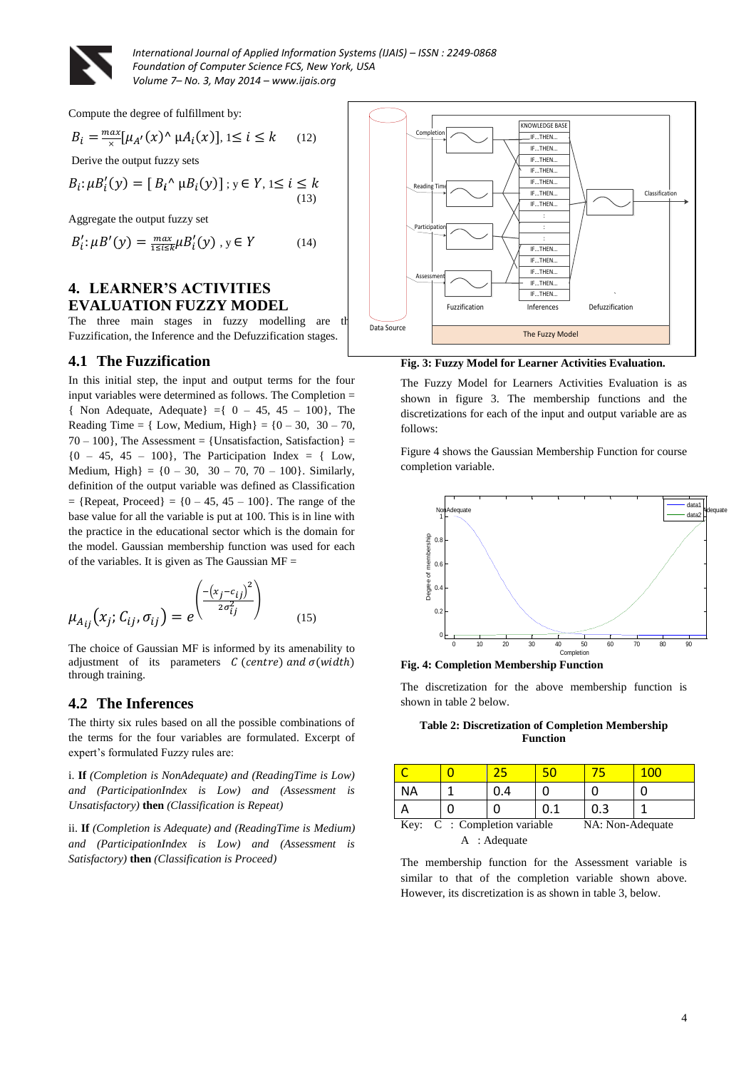Compute the degree of fulfillment by:

$$B_i = \underset{\times}{max}[\mu_{A'}(x) \wedge \mu A_i(x)], 1 \leq i \leq k \qquad (12)$$

Derive the output fuzzy sets

$$B_i: \mu B_i'(y) = [B_i \wedge \mu B_i(y)] ; y \in Y, 1 \leq i \leq k \qquad (13)$$

Aggregate the output fuzzy set

$$B_i': \mu B'(y) = \underset{1 \leq i \leq k}{max} \mu B_i'(y) , y \in Y \qquad (14)$$

## 4. LEARNER'S ACTIVITIES EVALUATION FUZZY MODEL

The three main stages in fuzzy modelling are the Fuzzification, the Inference and the Defuzzification stages.

### 4.1 The Fuzzification

In this initial step, the input and output terms for the four input variables were determined as follows. The Completion = { Non Adequate, Adequate} ={ 0 – 45, 45 – 100}, The Reading Time = { Low, Medium, High} = {0 – 30, 30 – 70, 70 – 100}, The Assessment = {Unsatisfaction, Satisfaction} = {0 – 45, 45 – 100}, The Participation Index = { Low, Medium, High} = {0 – 30, 30 – 70, 70 – 100}. Similarly, definition of the output variable was defined as Classification = {Repeat, Proceed} = {0 – 45, 45 – 100}. The range of the base value for all the variable is put at 100. This is in line with the practice in the educational sector which is the domain for the model. Gaussian membership function was used for each of the variables. It is given as The Gaussian MF =

$$\mu_{A_{ij}}(x_j; C_{ij}, \sigma_{ij}) = e^{\left(\frac{-(x_j - c_{ij})^2}{2\sigma_{ij}^2}\right)} \qquad (15)$$

The choice of Gaussian MF is informed by its amenability to adjustment of its parameters $C\ (centre)$ and $\sigma(width)$ through training.

### 4.2 The Inferences

The thirty six rules based on all the possible combinations of the terms for the four variables are formulated. Excerpt of expert's formulated Fuzzy rules are:

i. **If** *(Completion is NonAdequate) and (ReadingTime is Low) and (ParticipationIndex is Low) and (Assessment is Unsatisfactory)* **then** *(Classification is Repeat)*

ii. **If** *(Completion is Adequate) and (ReadingTime is Medium) and (ParticipationIndex is Low) and (Assessment is Satisfactory)* **then** *(Classification is Proceed)*

**Fig. 3: Fuzzy Model for Learner Activities Evaluation.**

The Fuzzy Model for Learners Activities Evaluation is as shown in figure 3. The membership functions and the discretizations for each of the input and output variable are as follows:

Figure 4 shows the Gaussian Membership Function for course completion variable.

**Fig. 4: Completion Membership Function**

The discretization for the above membership function is shown in table 2 below.

**Table 2: Discretization of Completion Membership Function**

| C | 0 | 25 | 50 | 75 | 100 |
|---|---|---|---|---|---|
| NA | 1 | 0.4 | 0 | 0 | 0 |
| A | 0 | 0 | 0.1 | 0.3 | 1 |

Key: C : Completion variable    NA: Non-Adequate
A : Adequate

The membership function for the Assessment variable is similar to that of the completion variable shown above. However, its discretization is as shown in table 3, below.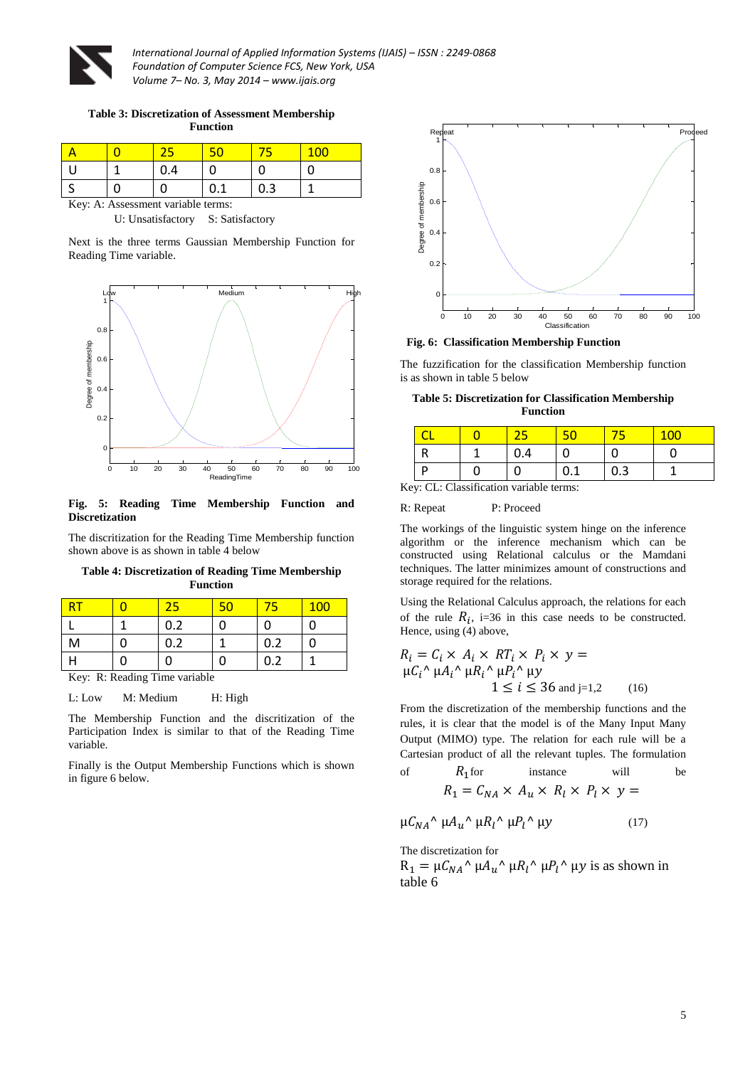**Table 3: Discretization of Assessment Membership Function**

| A | 0 | 25 | 50 | 75 | 100 |
|---|---|---|---|---|---|
| U | 1 | 0.4 | 0 | 0 | 0 |
| S | 0 | 0 | 0.1 | 0.3 | 1 |

Key: A: Assessment variable terms:

U: Unsatisfactory S: Satisfactory

Next is the three terms Gaussian Membership Function for Reading Time variable.

**Fig. 5: Reading Time Membership Function and Discretization**

The discritization for the Reading Time Membership function shown above is as shown in table 4 below

**Table 4: Discretization of Reading Time Membership Function**

| RT | 0 | 25 | 50 | 75 | 100 |
|---|---|---|---|---|---|
| L | 1 | 0.2 | 0 | 0 | 0 |
| M | 0 | 0.2 | 1 | 0.2 | 0 |
| H | 0 | 0 | 0 | 0.2 | 1 |

Key: R: Reading Time variable

L: Low M: Medium H: High

The Membership Function and the discritization of the Participation Index is similar to that of the Reading Time variable.

Finally is the Output Membership Functions which is shown in figure 6 below.

**Fig. 6: Classification Membership Function**

The fuzzification for the classification Membership function is as shown in table 5 below

**Table 5: Discretization for Classification Membership Function**

| CL | 0 | 25 | 50 | 75 | 100 |
|---|---|---|---|---|---|
| R | 1 | 0.4 | 0 | 0 | 0 |
| P | 0 | 0 | 0.1 | 0.3 | 1 |

Key: CL: Classification variable terms:

R: Repeat P: Proceed

The workings of the linguistic system hinge on the inference algorithm or the inference mechanism which can be constructed using Relational calculus or the Mamdani techniques. The latter minimizes amount of constructions and storage required for the relations.

Using the Relational Calculus approach, the relations for each of the rule $R_i$, i=36 in this case needs to be constructed. Hence, using (4) above,

$$R_i = C_i \times A_i \times RT_i \times P_i \times y = \mu C_i \wedge \mu A_i \wedge \mu R_i \wedge \mu P_i \wedge \mu y \quad 1 \le i \le 36 \text{ and } j=1,2 \qquad (16)$$

From the discretization of the membership functions and the rules, it is clear that the model is of the Many Input Many Output (MIMO) type. The relation for each rule will be a Cartesian product of all the relevant tuples. The formulation of $R_1$ for instance will be

$$R_1 = C_{NA} \times A_u \times R_l \times P_l \times y = \mu C_{NA} \wedge \mu A_u \wedge \mu R_l \wedge \mu P_l \wedge \mu y \qquad (17)$$

The discretization for $R_1 = \mu C_{NA} \wedge \mu A_u \wedge \mu R_l \wedge \mu P_l \wedge \mu y$ is as shown in table 6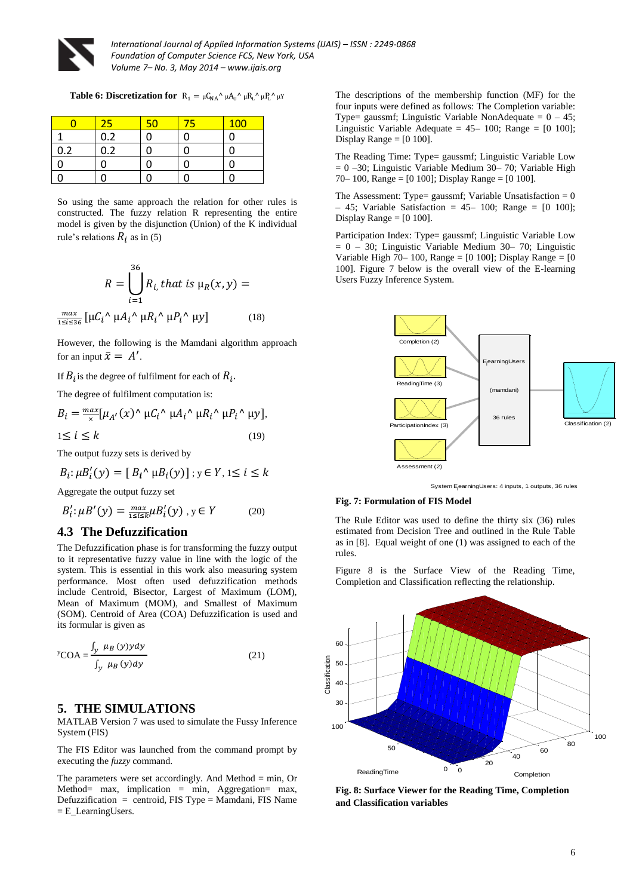**Table 6: Discretization for** $R_1 = \mu C_{NA} \wedge \mu A_U \wedge \mu R_L \wedge \mu P_L \wedge \mu Y$

| 0 | 25 | 50 | 75 | 100 |
|---|---|---|---|---|
| 1 | 0.2 | 0 | 0 | 0 |
| 0.2 | 0.2 | 0 | 0 | 0 |
| 0 | 0 | 0 | 0 | 0 |
| 0 | 0 | 0 | 0 | 0 |

So using the same approach the relation for other rules is constructed. The fuzzy relation R representing the entire model is given by the disjunction (Union) of the K individual rule's relations $R_i$ as in (5)

$$R = \bigcup_{i=1}^{36} R_i \text{ that is } \mu_R(x,y) =$$

$$\max_{1 \le i \le 36} [\mu C_i \wedge \mu A_i \wedge \mu R_i \wedge \mu P_i \wedge \mu y] \quad (18)$$

However, the following is the Mamdani algorithm approach for an input $\tilde{x} = A'$.

If $B_i$ is the degree of fulfilment for each of $R_i$.

The degree of fulfilment computation is:

$$B_i = \max_{x} [\mu_{A'}(x) \wedge \mu C_i \wedge \mu A_i \wedge \mu R_i \wedge \mu P_i \wedge \mu y],$$

$$1 \le i \le k \quad (19)$$

The output fuzzy sets is derived by

$$B_i : \mu B_i'(y) = [B_i \wedge \mu B_i(y)] \; ; y \in Y, 1 \le i \le k$$

Aggregate the output fuzzy set

$$B_i' : \mu B'(y) = \max_{1 \le i \le k} \mu B_i'(y) \; , y \in Y \quad (20)$$

### 4.3 The Defuzzification

The Defuzzification phase is for transforming the fuzzy output to it representative fuzzy value in line with the logic of the system. This is essential in this work also measuring system performance. Most often used defuzzification methods include Centroid, Bisector, Largest of Maximum (LOM), Mean of Maximum (MOM), and Smallest of Maximum (SOM). Centroid of Area (COA) Defuzzification is used and its formular is given as

$$^{y}\text{COA} = \frac{\int_y \mu_B(y) y dy}{\int_y \mu_B(y) dy} \quad (21)$$

## 5. THE SIMULATIONS

MATLAB Version 7 was used to simulate the Fussy Inference System (FIS)

The FIS Editor was launched from the command prompt by executing the *fuzzy* command.

The parameters were set accordingly. And Method = min, Or Method= max, implication = min, Aggregation= max, Defuzzification = centroid, FIS Type = Mamdani, FIS Name = E_LearningUsers.

The descriptions of the membership function (MF) for the four inputs were defined as follows: The Completion variable: Type= gaussmf; Linguistic Variable NonAdequate = 0 – 45; Linguistic Variable Adequate = 45– 100; Range = [0 100]; Display Range = [0 100].

The Reading Time: Type= gaussmf; Linguistic Variable Low = 0 –30; Linguistic Variable Medium 30– 70; Variable High 70– 100, Range = [0 100]; Display Range = [0 100].

The Assessment: Type= gaussmf; Variable Unsatisfaction = 0 – 45; Variable Satisfaction = 45– 100; Range = [0 100]; Display Range = [0 100].

Participation Index: Type= gaussmf; Linguistic Variable Low = 0 – 30; Linguistic Variable Medium 30– 70; Linguistic Variable High 70– 100, Range = [0 100]; Display Range = [0 100]. Figure 7 below is the overall view of the E-learning Users Fuzzy Inference System.

System ElearningUsers: 4 inputs, 1 outputs, 36 rules

**Fig. 7: Formulation of FIS Model**

The Rule Editor was used to define the thirty six (36) rules estimated from Decision Tree and outlined in the Rule Table as in [8]. Equal weight of one (1) was assigned to each of the rules.

Figure 8 is the Surface View of the Reading Time, Completion and Classification reflecting the relationship.

**Fig. 8: Surface Viewer for the Reading Time, Completion and Classification variables**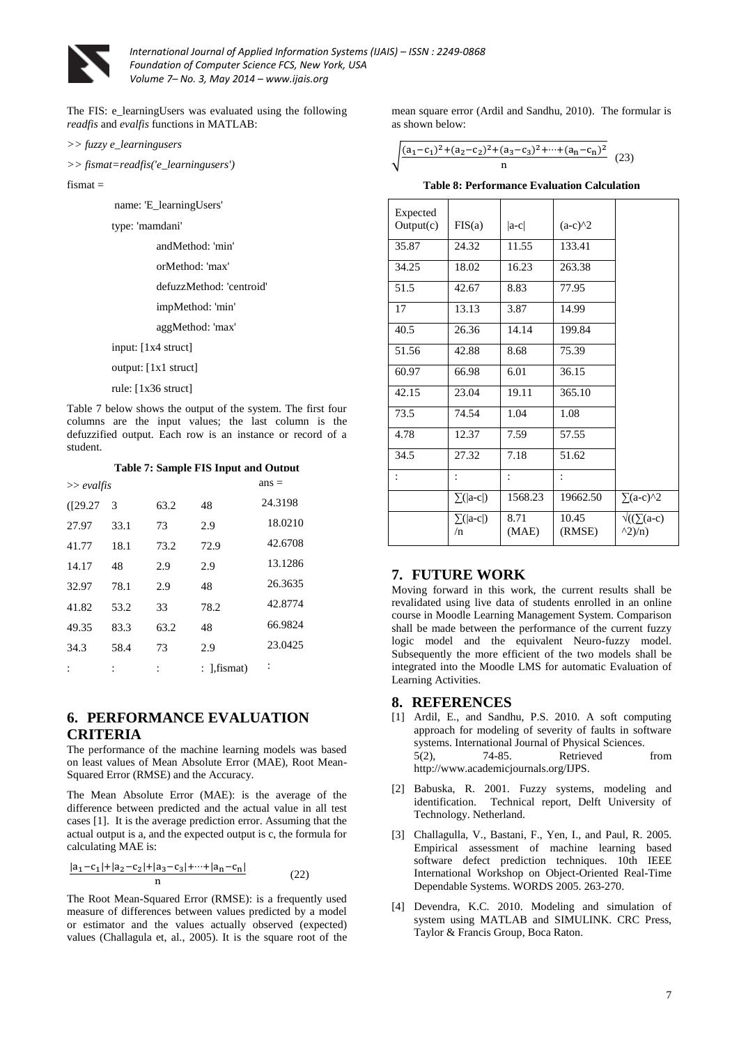The FIS: e_learningUsers was evaluated using the following *readfis* and *evalfis* functions in MATLAB:

```
>> fuzzy e_learningusers

>> fismat=readfis('e_learningusers')

fismat =

        name: 'E_learningUsers'

        type: 'mamdani'

                andMethod: 'min'

                orMethod: 'max'

                defuzzMethod: 'centroid'

                impMethod: 'min'

                aggMethod: 'max'

        input: [1x4 struct]

        output: [1x1 struct]

        rule: [1x36 struct]
```

Table 7 below shows the output of the system. The first four columns are the input values; the last column is the defuzzified output. Each row is an instance or record of a student.

**Table 7: Sample FIS Input and Output**

| *>> evalfis* | | | | ans = |
|---|---|---|---|---|
| ([29.27 | 3 | 63.2 | 48 | 24.3198 |
| 27.97 | 33.1 | 73 | 2.9 | 18.0210 |
| 41.77 | 18.1 | 73.2 | 72.9 | 42.6708 |
| 14.17 | 48 | 2.9 | 2.9 | 13.1286 |
| 32.97 | 78.1 | 2.9 | 48 | 26.3635 |
| 41.82 | 53.2 | 33 | 78.2 | 42.8774 |
| 49.35 | 83.3 | 63.2 | 48 | 66.9824 |
| 34.3 | 58.4 | 73 | 2.9 | 23.0425 |
| : | : | : | : ],fismat) | : |

## 6. PERFORMANCE EVALUATION CRITERIA

The performance of the machine learning models was based on least values of Mean Absolute Error (MAE), Root Mean-Squared Error (RMSE) and the Accuracy.

The Mean Absolute Error (MAE): is the average of the difference between predicted and the actual value in all test cases [1]. It is the average prediction error. Assuming that the actual output is a, and the expected output is c, the formula for calculating MAE is:

$$\frac{|a_1-c_1|+|a_2-c_2|+|a_3-c_3|+\cdots+|a_n-c_n|}{n} \quad (22)$$

The Root Mean-Squared Error (RMSE): is a frequently used measure of differences between values predicted by a model or estimator and the values actually observed (expected) values (Challagula et, al., 2005). It is the square root of the mean square error (Ardil and Sandhu, 2010). The formular is as shown below:

$$\sqrt{\frac{(a_1-c_1)^2+(a_2-c_2)^2+(a_3-c_3)^2+\cdots+(a_n-c_n)^2}{n}} \quad (23)$$

**Table 8: Performance Evaluation Calculation**

| Expected Output(c) | FIS(a) | \|a-c\| | (a-c)^2 | |
|---|---|---|---|---|
| 35.87 | 24.32 | 11.55 | 133.41 | |
| 34.25 | 18.02 | 16.23 | 263.38 | |
| 51.5 | 42.67 | 8.83 | 77.95 | |
| 17 | 13.13 | 3.87 | 14.99 | |
| 40.5 | 26.36 | 14.14 | 199.84 | |
| 51.56 | 42.88 | 8.68 | 75.39 | |
| 60.97 | 66.98 | 6.01 | 36.15 | |
| 42.15 | 23.04 | 19.11 | 365.10 | |
| 73.5 | 74.54 | 1.04 | 1.08 | |
| 4.78 | 12.37 | 7.59 | 57.55 | |
| 34.5 | 27.32 | 7.18 | 51.62 | |
| : | : | : | : | |
| | ∑(\|a-c\|) | 1568.23 | 19662.50 | ∑(a-c)^2 |
| | ∑(\|a-c\|) /n | 8.71 (MAE) | 10.45 (RMSE) | √((∑(a-c) ^2)/n) |

## 7. FUTURE WORK

Moving forward in this work, the current results shall be revalidated using live data of students enrolled in an online course in Moodle Learning Management System. Comparison shall be made between the performance of the current fuzzy logic model and the equivalent Neuro-fuzzy model. Subsequently the more efficient of the two models shall be integrated into the Moodle LMS for automatic Evaluation of Learning Activities.

## 8. REFERENCES

[1] Ardil, E., and Sandhu, P.S. 2010. A soft computing approach for modeling of severity of faults in software systems. International Journal of Physical Sciences. 5(2), 74-85. Retrieved from http://www.academicjournals.org/IJPS.

[2] Babuska, R. 2001. Fuzzy systems, modeling and identification. Technical report, Delft University of Technology. Netherland.

[3] Challagulla, V., Bastani, F., Yen, I., and Paul, R. 2005. Empirical assessment of machine learning based software defect prediction techniques. 10th IEEE International Workshop on Object-Oriented Real-Time Dependable Systems. WORDS 2005. 263-270.

[4] Devendra, K.C. 2010. Modeling and simulation of system using MATLAB and SIMULINK. CRC Press, Taylor & Francis Group, Boca Raton.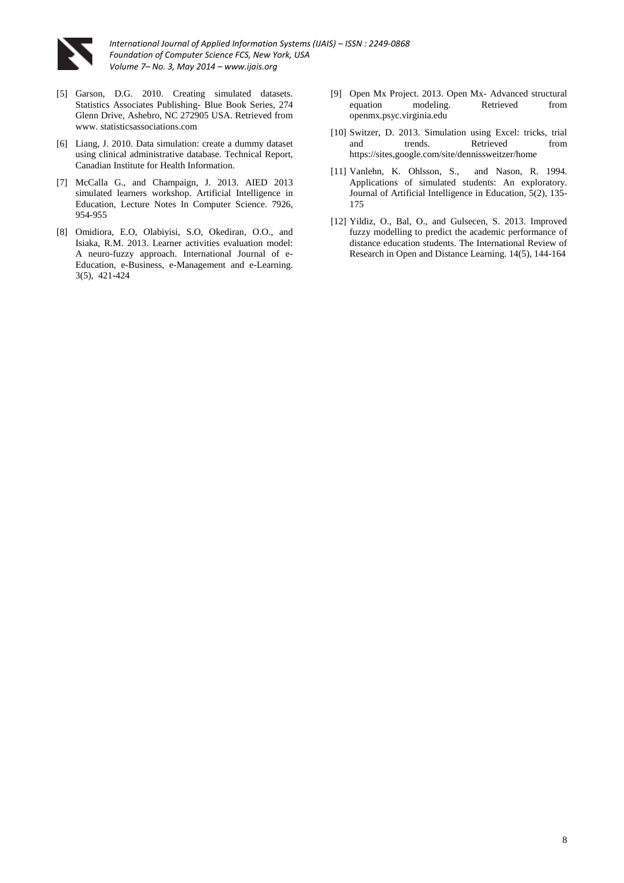[5] Garson, D.G. 2010. Creating simulated datasets. Statistics Associates Publishing- Blue Book Series, 274 Glenn Drive, Ashebro, NC 272905 USA. Retrieved from www. statisticsassociations.com

[6] Liang, J. 2010. Data simulation: create a dummy dataset using clinical administrative database. Technical Report, Canadian Institute for Health Information.

[7] McCalla G., and Champaign, J. 2013. AIED 2013 simulated learners workshop. Artificial Intelligence in Education, Lecture Notes In Computer Science. 7926, 954-955

[8] Omidiora, E.O, Olabiyisi, S.O, Okediran, O.O., and Isiaka, R.M. 2013. Learner activities evaluation model: A neuro-fuzzy approach. International Journal of e-Education, e-Business, e-Management and e-Learning. 3(5), 421-424

[9] Open Mx Project. 2013. Open Mx- Advanced structural equation modeling. Retrieved from openmx.psyc.virginia.edu

[10] Switzer, D. 2013. Simulation using Excel: tricks, trial and trends. Retrieved from https://sites,google.com/site/dennissweitzer/home

[11] Vanlehn, K. Ohlsson, S., and Nason, R. 1994. Applications of simulated students: An exploratory. Journal of Artificial Intelligence in Education, 5(2), 135-175

[12] Yildiz, O., Bal, O., and Gulsecen, S. 2013. Improved fuzzy modelling to predict the academic performance of distance education students. The International Review of Research in Open and Distance Learning. 14(5), 144-164